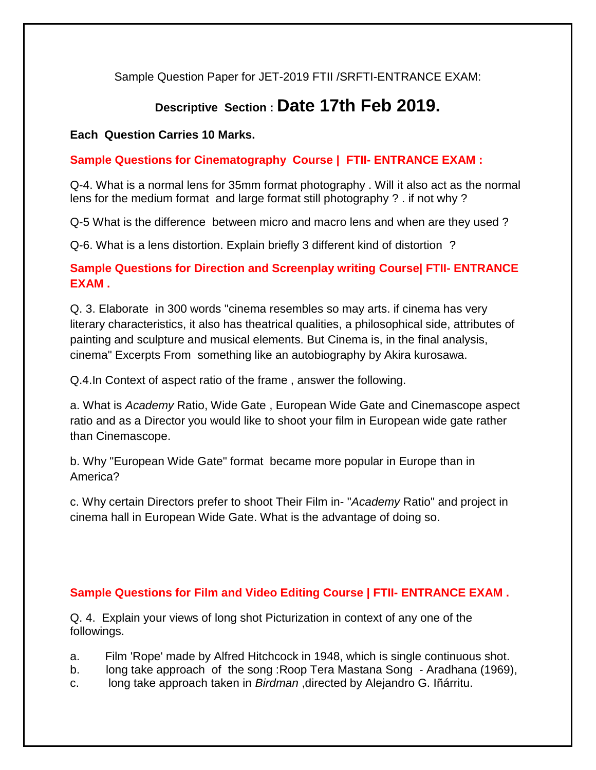Sample Question Paper for JET-2019 FTII /SRFTI-ENTRANCE EXAM:

## Descriptive Section : Date 17th Feb 2019.

**Each Question Carries 10 Marks.**

**Sample Questions for Cinematography Course | FTII- ENTRANCE EXAM :**

Q-4. What is a normal lens for 35mm format photography . Will it also act as the normal lens for the medium format and large format still photography ? . if not why ?

Q-5 What is the difference between micro and macro lens and when are they used ?

Q-6. What is a lens distortion. Explain briefly 3 different kind of distortion ?

**Sample Questions for Direction and Screenplay writing Course| FTII- ENTRANCE EXAM .**

Q. 3. Elaborate in 300 words "cinema resembles so may arts. if cinema has very literary characteristics, it also has theatrical qualities, a philosophical side, attributes of painting and sculpture and musical elements. But Cinema is, in the final analysis, cinema" Excerpts From something like an autobiography by Akira kurosawa.

Q.4.In Context of aspect ratio of the frame , answer the following.

a. What is *Academy* Ratio, Wide Gate , European Wide Gate and Cinemascope aspect ratio and as a Director you would like to shoot your film in European wide gate rather than Cinemascope.

b. Why "European Wide Gate" format became more popular in Europe than in America?

c. Why certain Directors prefer to shoot Their Film in- "*Academy* Ratio" and project in cinema hall in European Wide Gate. What is the advantage of doing so.

**Sample Questions for Film and Video Editing Course | FTII- ENTRANCE EXAM .**

Q. 4. Explain your views of long shot Picturization in context of any one of the followings.

a. Film 'Rope' made by Alfred Hitchcock in 1948, which is single continuous shot.
b. long take approach of the song :Roop Tera Mastana Song - Aradhana (1969),
c. long take approach taken in *Birdman* ,directed by Alejandro G. Iñárritu.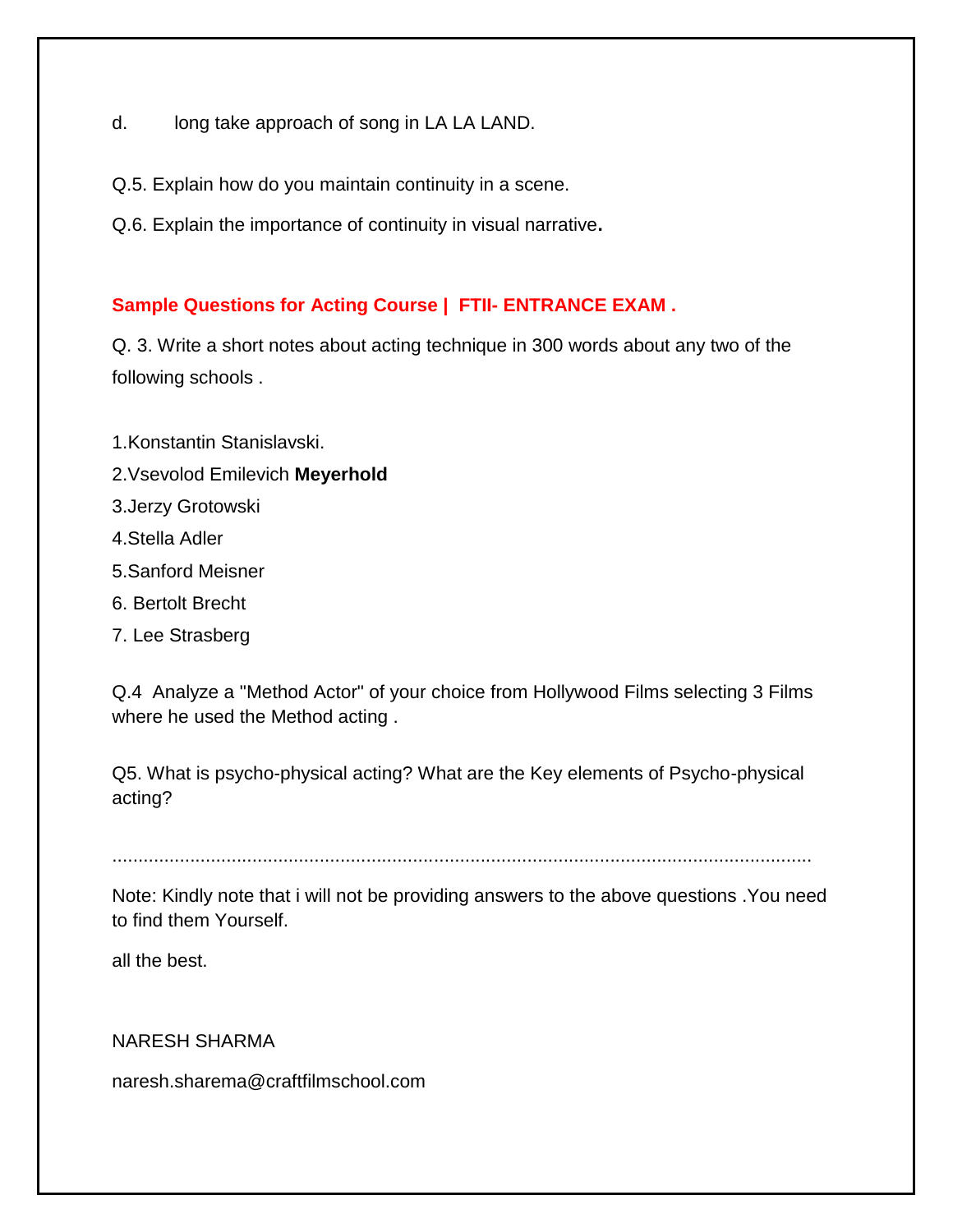d. long take approach of song in LA LA LAND.

Q.5. Explain how do you maintain continuity in a scene.

Q.6. Explain the importance of continuity in visual narrative**.**

**Sample Questions for Acting Course | FTII- ENTRANCE EXAM .**

Q. 3. Write a short notes about acting technique in 300 words about any two of the following schools .

1.Konstantin Stanislavski.

2.Vsevolod Emilevich **Meyerhold**

3.Jerzy Grotowski

4.Stella Adler

5.Sanford Meisner

6. Bertolt Brecht

7. Lee Strasberg

Q.4 Analyze a "Method Actor" of your choice from Hollywood Films selecting 3 Films where he used the Method acting .

Q5. What is psycho-physical acting? What are the Key elements of Psycho-physical acting?

.......................................................................................................................................

Note: Kindly note that i will not be providing answers to the above questions .You need to find them Yourself.

all the best.

NARESH SHARMA

naresh.sharema@craftfilmschool.com